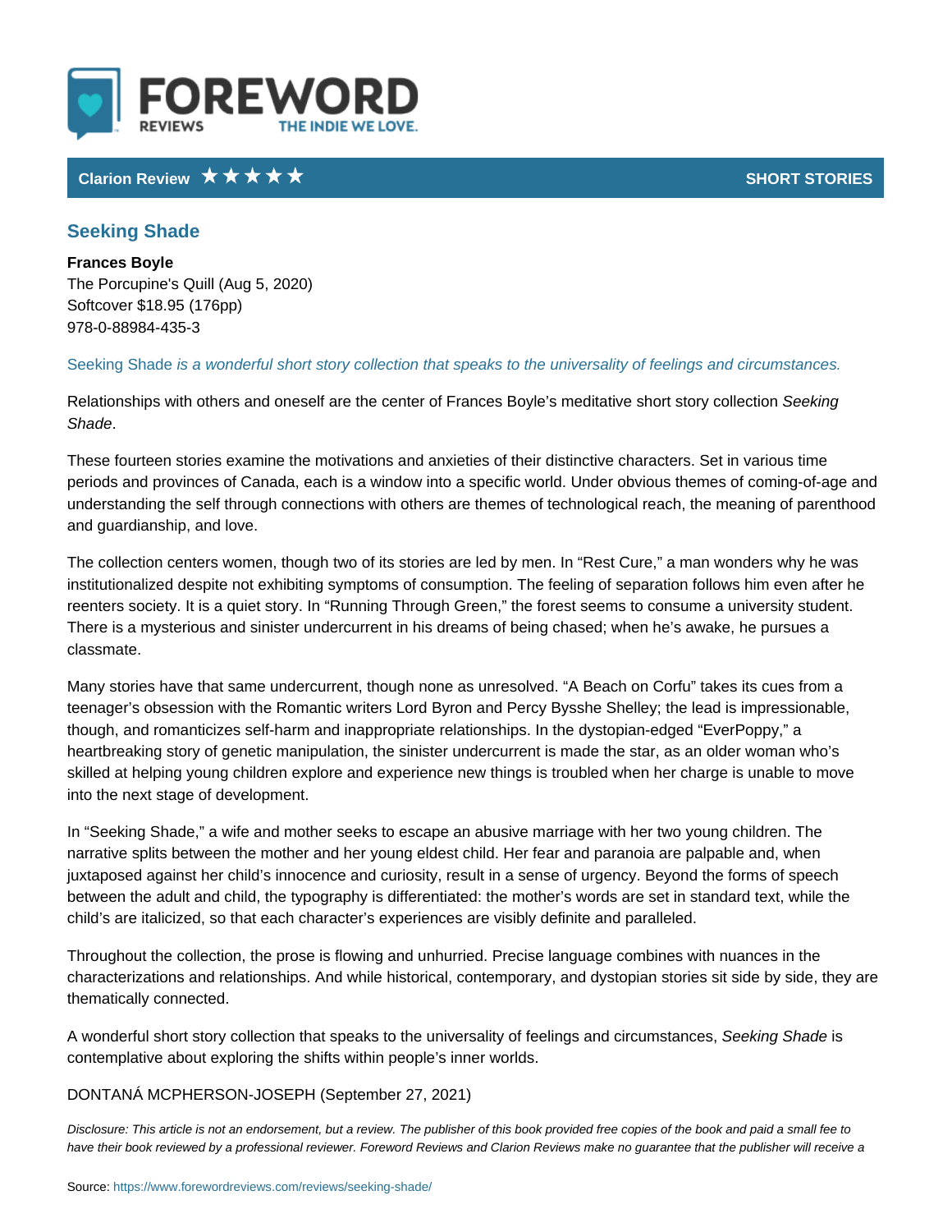FOREWORD REVIEWS — THE INDIE WE LOVE.

Clarion Review ★★★★★ — SHORT STORIES

## Seeking Shade

**Frances Boyle**
The Porcupine's Quill (Aug 5, 2020)
Softcover $18.95 (176pp)
978-0-88984-435-3

*Seeking Shade is a wonderful short story collection that speaks to the universality of feelings and circumstances.*

Relationships with others and oneself are the center of Frances Boyle's meditative short story collection *Seeking Shade*.

These fourteen stories examine the motivations and anxieties of their distinctive characters. Set in various time periods and provinces of Canada, each is a window into a specific world. Under obvious themes of coming-of-age and understanding the self through connections with others are themes of technological reach, the meaning of parenthood and guardianship, and love.

The collection centers women, though two of its stories are led by men. In "Rest Cure," a man wonders why he was institutionalized despite not exhibiting symptoms of consumption. The feeling of separation follows him even after he reenters society. It is a quiet story. In "Running Through Green," the forest seems to consume a university student. There is a mysterious and sinister undercurrent in his dreams of being chased; when he's awake, he pursues a classmate.

Many stories have that same undercurrent, though none as unresolved. "A Beach on Corfu" takes its cues from a teenager's obsession with the Romantic writers Lord Byron and Percy Bysshe Shelley; the lead is impressionable, though, and romanticizes self-harm and inappropriate relationships. In the dystopian-edged "EverPoppy," a heartbreaking story of genetic manipulation, the sinister undercurrent is made the star, as an older woman who's skilled at helping young children explore and experience new things is troubled when her charge is unable to move into the next stage of development.

In "Seeking Shade," a wife and mother seeks to escape an abusive marriage with her two young children. The narrative splits between the mother and her young eldest child. Her fear and paranoia are palpable and, when juxtaposed against her child's innocence and curiosity, result in a sense of urgency. Beyond the forms of speech between the adult and child, the typography is differentiated: the mother's words are set in standard text, while the child's are italicized, so that each character's experiences are visibly definite and paralleled.

Throughout the collection, the prose is flowing and unhurried. Precise language combines with nuances in the characterizations and relationships. And while historical, contemporary, and dystopian stories sit side by side, they are thematically connected.

A wonderful short story collection that speaks to the universality of feelings and circumstances, *Seeking Shade* is contemplative about exploring the shifts within people's inner worlds.

DONTANÁ MCPHERSON-JOSEPH (September 27, 2021)

*Disclosure: This article is not an endorsement, but a review. The publisher of this book provided free copies of the book and paid a small fee to have their book reviewed by a professional reviewer. Foreword Reviews and Clarion Reviews make no guarantee that the publisher will receive a*

Source: https://www.forewordreviews.com/reviews/seeking-shade/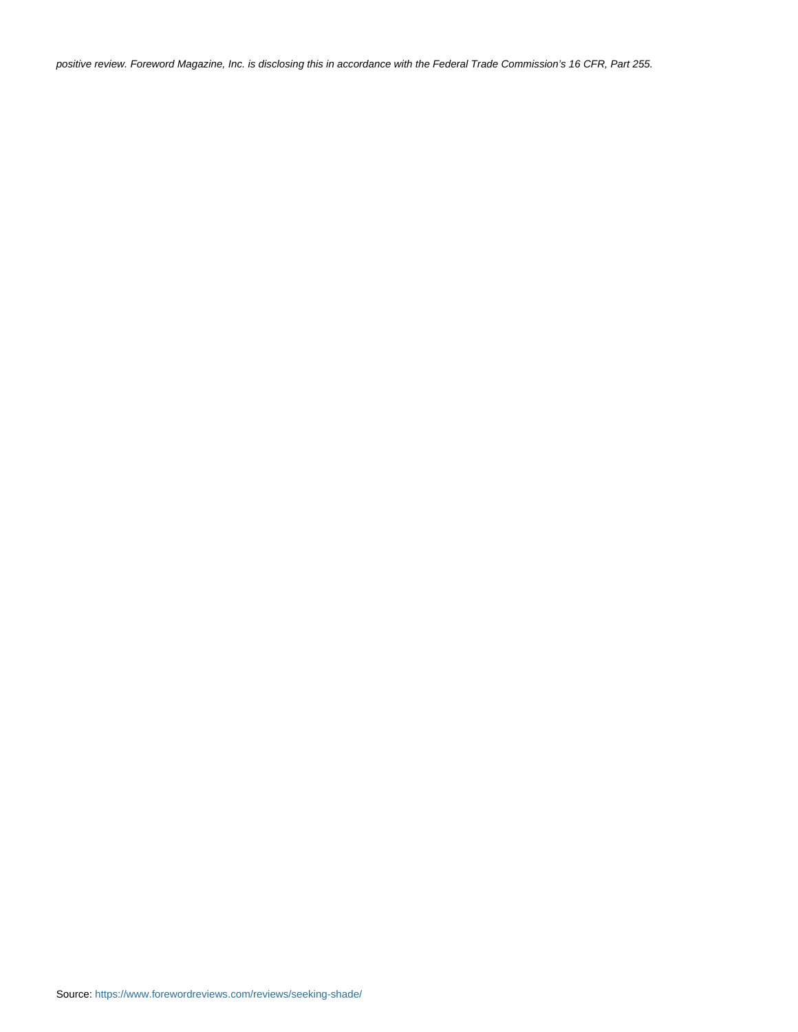*positive review. Foreword Magazine, Inc. is disclosing this in accordance with the Federal Trade Commission's 16 CFR, Part 255.*

Source: https://www.forewordreviews.com/reviews/seeking-shade/